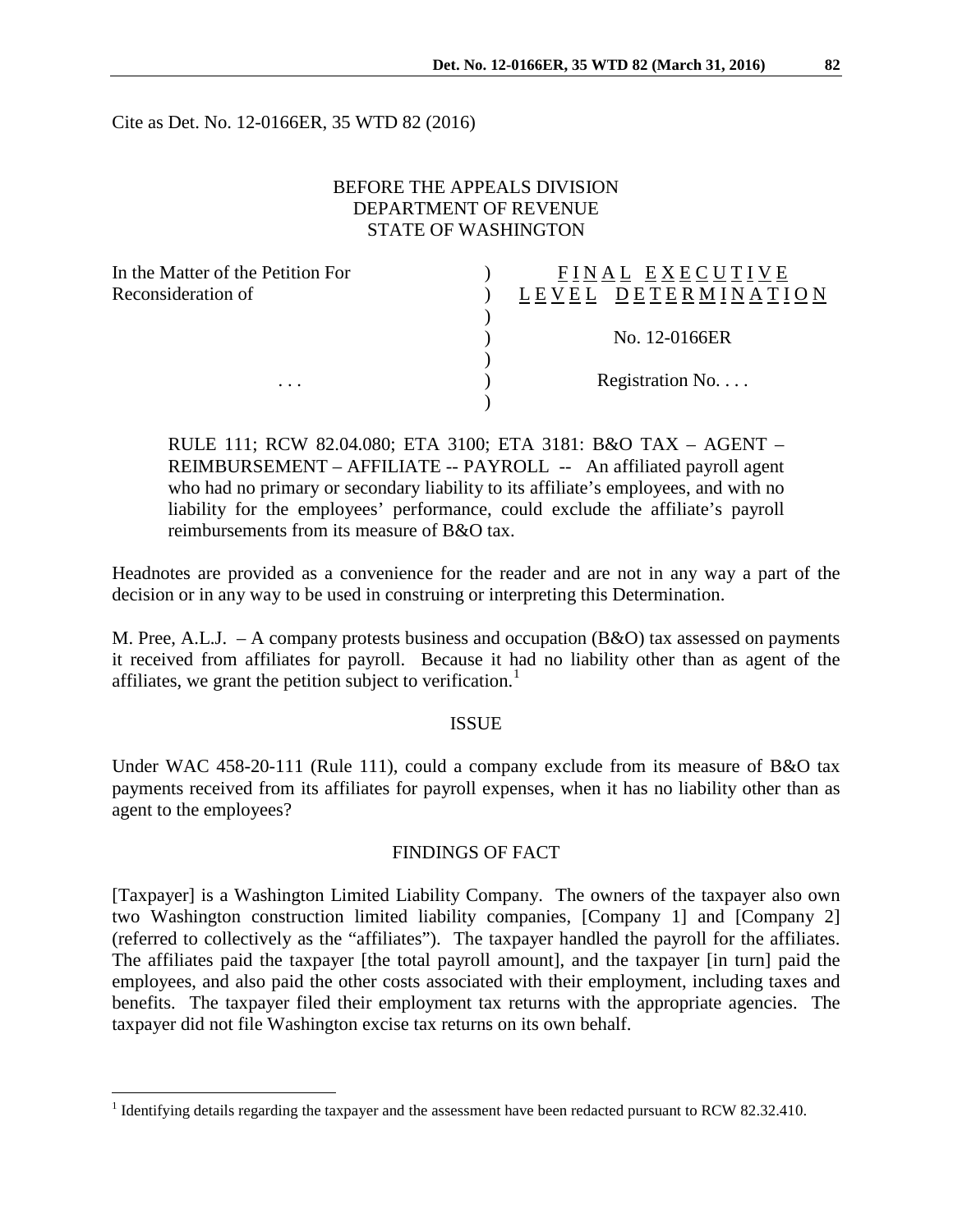Cite as Det. No. 12-0166ER, 35 WTD 82 (2016)

BEFORE THE APPEALS DIVISION
DEPARTMENT OF REVENUE
STATE OF WASHINGTON

| | | |
|---|---|---|
| In the Matter of the Petition For Reconsideration of | ) | F I N A L   E X E C U T I V E L E V E L   D E T E R M I N A T I O N |
| | ) | |
| | ) | No. 12-0166ER |
| | ) | |
| . . . | ) | Registration No. . . . |
| | ) | |

RULE 111; RCW 82.04.080; ETA 3100; ETA 3181: B&O TAX – AGENT – REIMBURSEMENT – AFFILIATE -- PAYROLL -- An affiliated payroll agent who had no primary or secondary liability to its affiliate's employees, and with no liability for the employees' performance, could exclude the affiliate's payroll reimbursements from its measure of B&O tax.

Headnotes are provided as a convenience for the reader and are not in any way a part of the decision or in any way to be used in construing or interpreting this Determination.

M. Pree, A.L.J. – A company protests business and occupation (B&O) tax assessed on payments it received from affiliates for payroll. Because it had no liability other than as agent of the affiliates, we grant the petition subject to verification.[1]

## ISSUE

Under WAC 458-20-111 (Rule 111), could a company exclude from its measure of B&O tax payments received from its affiliates for payroll expenses, when it has no liability other than as agent to the employees?

## FINDINGS OF FACT

[Taxpayer] is a Washington Limited Liability Company. The owners of the taxpayer also own two Washington construction limited liability companies, [Company 1] and [Company 2] (referred to collectively as the "affiliates"). The taxpayer handled the payroll for the affiliates. The affiliates paid the taxpayer [the total payroll amount], and the taxpayer [in turn] paid the employees, and also paid the other costs associated with their employment, including taxes and benefits. The taxpayer filed their employment tax returns with the appropriate agencies. The taxpayer did not file Washington excise tax returns on its own behalf.

[1] Identifying details regarding the taxpayer and the assessment have been redacted pursuant to RCW 82.32.410.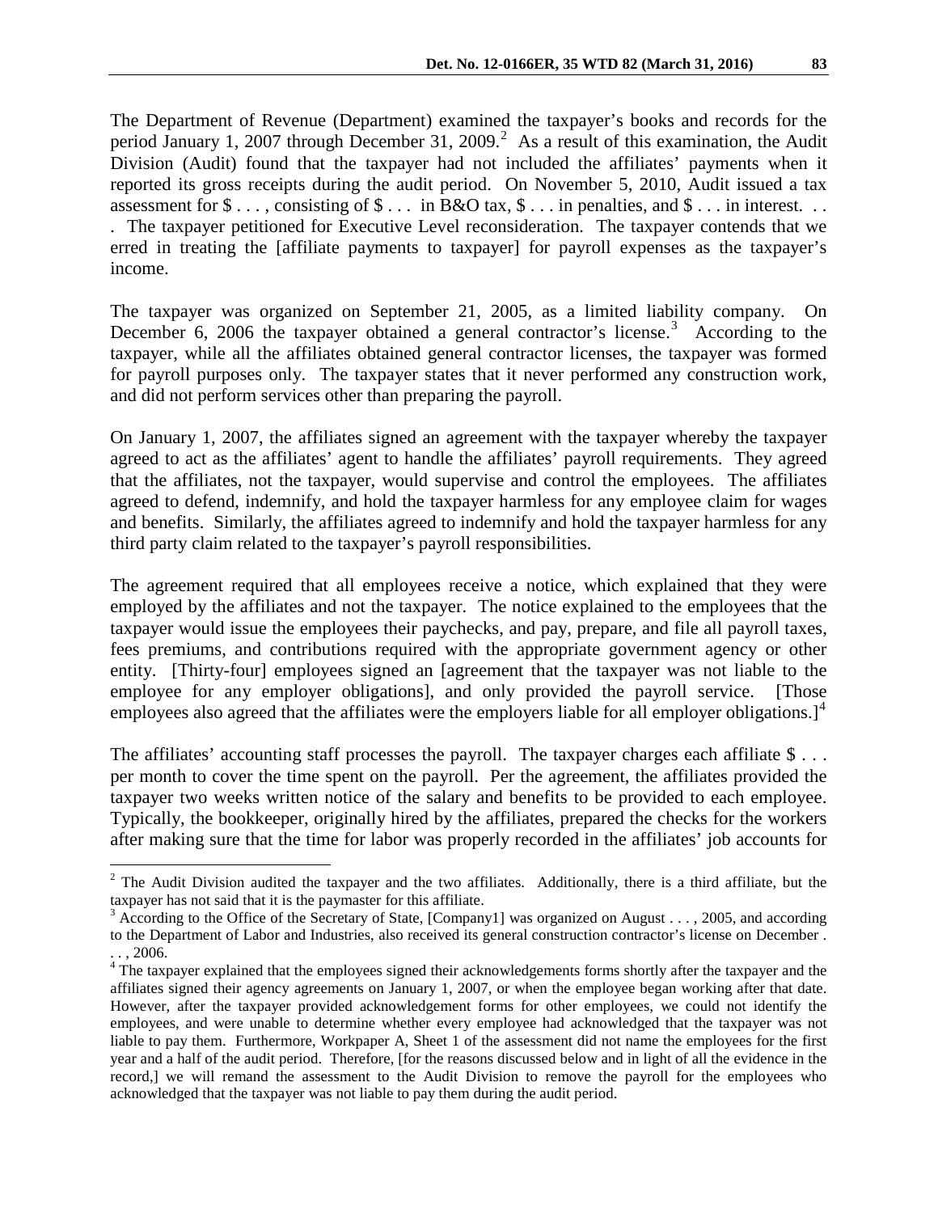The Department of Revenue (Department) examined the taxpayer's books and records for the period January 1, 2007 through December 31, 2009.[2] As a result of this examination, the Audit Division (Audit) found that the taxpayer had not included the affiliates' payments when it reported its gross receipts during the audit period. On November 5, 2010, Audit issued a tax assessment for $ . . . , consisting of $ . . . in B&O tax, $ . . . in penalties, and $ . . . in interest. . . . The taxpayer petitioned for Executive Level reconsideration. The taxpayer contends that we erred in treating the [affiliate payments to taxpayer] for payroll expenses as the taxpayer's income.

The taxpayer was organized on September 21, 2005, as a limited liability company. On December 6, 2006 the taxpayer obtained a general contractor's license.[3] According to the taxpayer, while all the affiliates obtained general contractor licenses, the taxpayer was formed for payroll purposes only. The taxpayer states that it never performed any construction work, and did not perform services other than preparing the payroll.

On January 1, 2007, the affiliates signed an agreement with the taxpayer whereby the taxpayer agreed to act as the affiliates' agent to handle the affiliates' payroll requirements. They agreed that the affiliates, not the taxpayer, would supervise and control the employees. The affiliates agreed to defend, indemnify, and hold the taxpayer harmless for any employee claim for wages and benefits. Similarly, the affiliates agreed to indemnify and hold the taxpayer harmless for any third party claim related to the taxpayer's payroll responsibilities.

The agreement required that all employees receive a notice, which explained that they were employed by the affiliates and not the taxpayer. The notice explained to the employees that the taxpayer would issue the employees their paychecks, and pay, prepare, and file all payroll taxes, fees premiums, and contributions required with the appropriate government agency or other entity. [Thirty-four] employees signed an [agreement that the taxpayer was not liable to the employee for any employer obligations], and only provided the payroll service. [Those employees also agreed that the affiliates were the employers liable for all employer obligations.][4]

The affiliates' accounting staff processes the payroll. The taxpayer charges each affiliate $ . . . per month to cover the time spent on the payroll. Per the agreement, the affiliates provided the taxpayer two weeks written notice of the salary and benefits to be provided to each employee. Typically, the bookkeeper, originally hired by the affiliates, prepared the checks for the workers after making sure that the time for labor was properly recorded in the affiliates' job accounts for

---

[2] The Audit Division audited the taxpayer and the two affiliates. Additionally, there is a third affiliate, but the taxpayer has not said that it is the paymaster for this affiliate.

[3] According to the Office of the Secretary of State, [Company1] was organized on August . . . , 2005, and according to the Department of Labor and Industries, also received its general construction contractor's license on December . . . , 2006.

[4] The taxpayer explained that the employees signed their acknowledgements forms shortly after the taxpayer and the affiliates signed their agency agreements on January 1, 2007, or when the employee began working after that date. However, after the taxpayer provided acknowledgement forms for other employees, we could not identify the employees, and were unable to determine whether every employee had acknowledged that the taxpayer was not liable to pay them. Furthermore, Workpaper A, Sheet 1 of the assessment did not name the employees for the first year and a half of the audit period. Therefore, [for the reasons discussed below and in light of all the evidence in the record,] we will remand the assessment to the Audit Division to remove the payroll for the employees who acknowledged that the taxpayer was not liable to pay them during the audit period.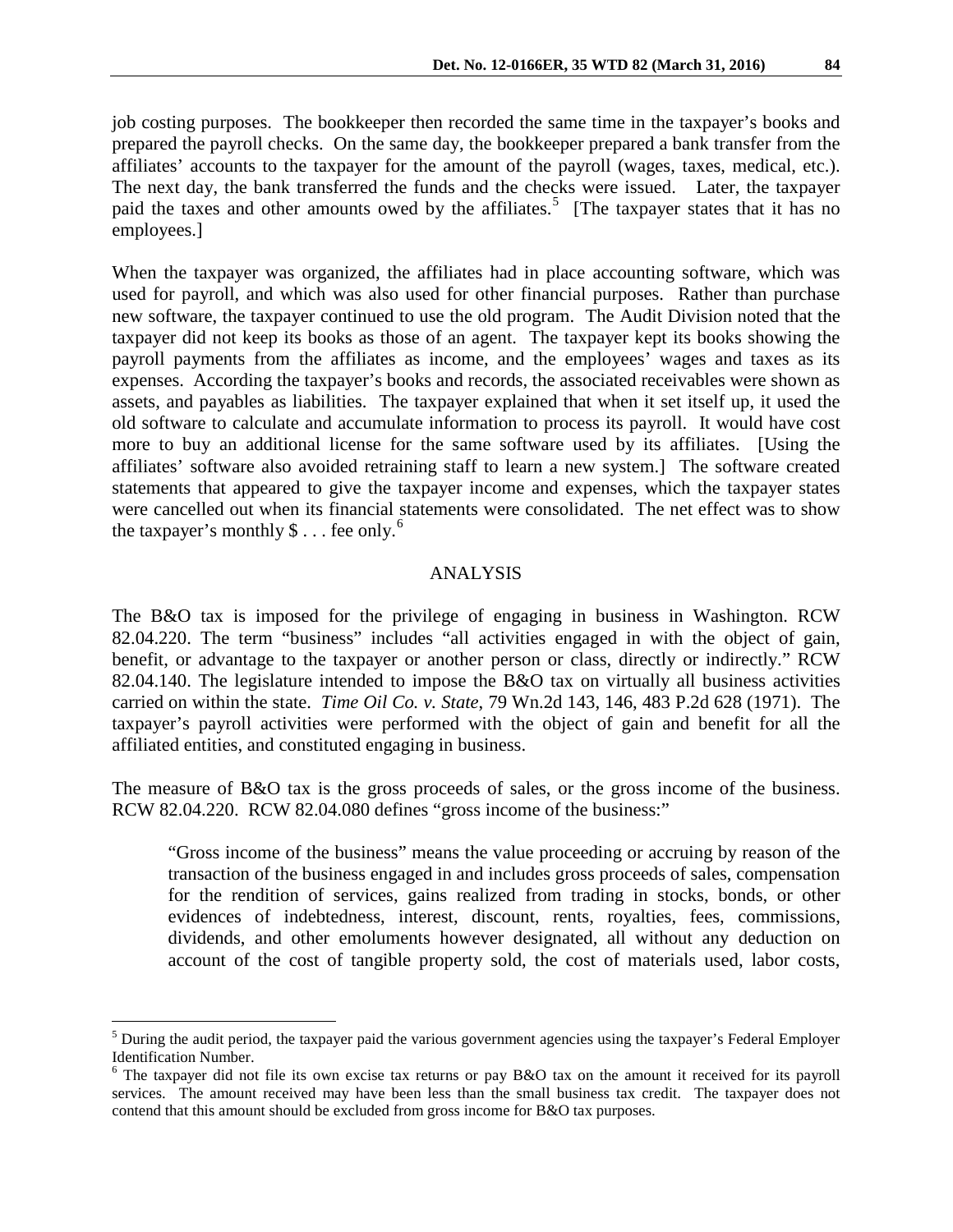job costing purposes. The bookkeeper then recorded the same time in the taxpayer's books and prepared the payroll checks. On the same day, the bookkeeper prepared a bank transfer from the affiliates' accounts to the taxpayer for the amount of the payroll (wages, taxes, medical, etc.). The next day, the bank transferred the funds and the checks were issued. Later, the taxpayer paid the taxes and other amounts owed by the affiliates.[5] [The taxpayer states that it has no employees.]

When the taxpayer was organized, the affiliates had in place accounting software, which was used for payroll, and which was also used for other financial purposes. Rather than purchase new software, the taxpayer continued to use the old program. The Audit Division noted that the taxpayer did not keep its books as those of an agent. The taxpayer kept its books showing the payroll payments from the affiliates as income, and the employees' wages and taxes as its expenses. According the taxpayer's books and records, the associated receivables were shown as assets, and payables as liabilities. The taxpayer explained that when it set itself up, it used the old software to calculate and accumulate information to process its payroll. It would have cost more to buy an additional license for the same software used by its affiliates. [Using the affiliates' software also avoided retraining staff to learn a new system.] The software created statements that appeared to give the taxpayer income and expenses, which the taxpayer states were cancelled out when its financial statements were consolidated. The net effect was to show the taxpayer's monthly $ . . . fee only.[6]

## ANALYSIS

The B&O tax is imposed for the privilege of engaging in business in Washington. RCW 82.04.220. The term "business" includes "all activities engaged in with the object of gain, benefit, or advantage to the taxpayer or another person or class, directly or indirectly." RCW 82.04.140. The legislature intended to impose the B&O tax on virtually all business activities carried on within the state. *Time Oil Co. v. State*, 79 Wn.2d 143, 146, 483 P.2d 628 (1971). The taxpayer's payroll activities were performed with the object of gain and benefit for all the affiliated entities, and constituted engaging in business.

The measure of B&O tax is the gross proceeds of sales, or the gross income of the business. RCW 82.04.220. RCW 82.04.080 defines "gross income of the business:"

> "Gross income of the business" means the value proceeding or accruing by reason of the transaction of the business engaged in and includes gross proceeds of sales, compensation for the rendition of services, gains realized from trading in stocks, bonds, or other evidences of indebtedness, interest, discount, rents, royalties, fees, commissions, dividends, and other emoluments however designated, all without any deduction on account of the cost of tangible property sold, the cost of materials used, labor costs,

---

[5] During the audit period, the taxpayer paid the various government agencies using the taxpayer's Federal Employer Identification Number.

[6] The taxpayer did not file its own excise tax returns or pay B&O tax on the amount it received for its payroll services. The amount received may have been less than the small business tax credit. The taxpayer does not contend that this amount should be excluded from gross income for B&O tax purposes.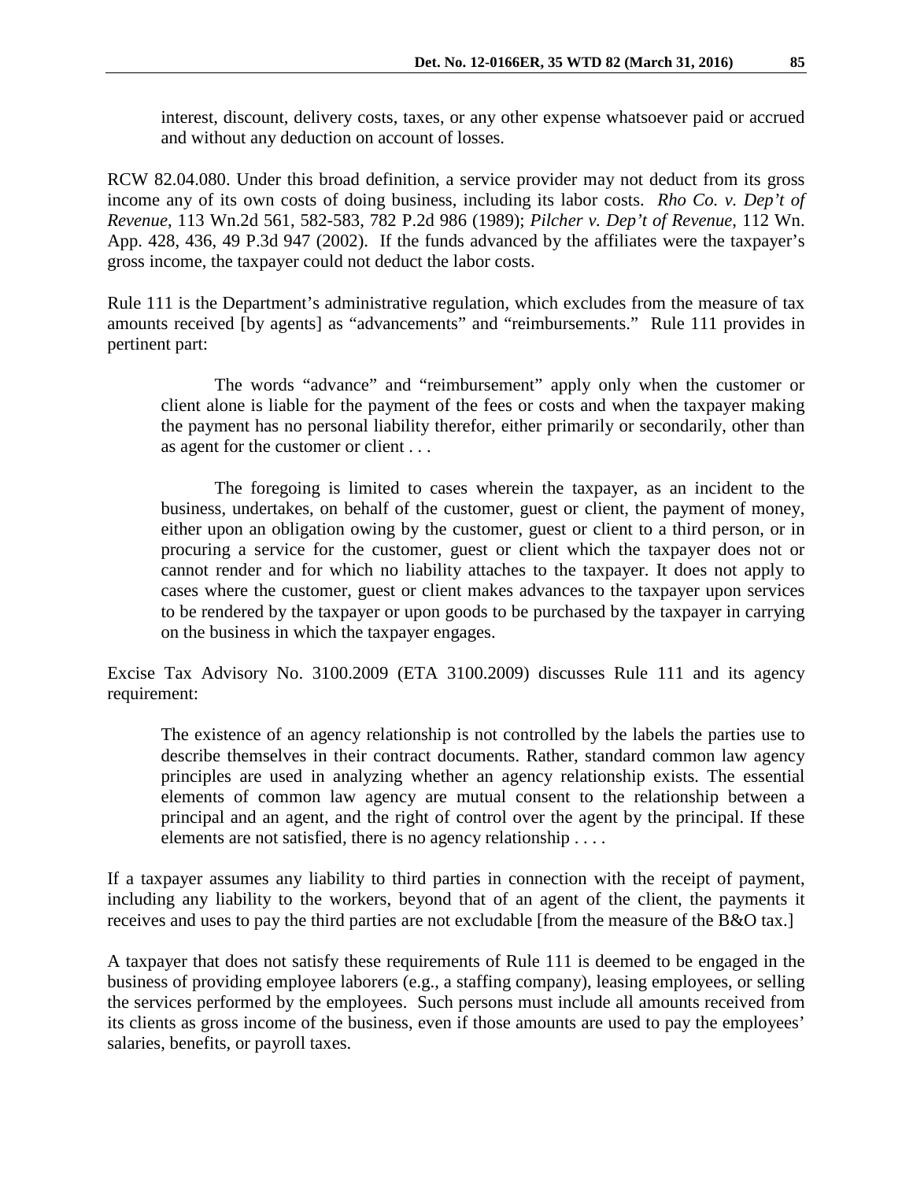> interest, discount, delivery costs, taxes, or any other expense whatsoever paid or accrued and without any deduction on account of losses.

RCW 82.04.080. Under this broad definition, a service provider may not deduct from its gross income any of its own costs of doing business, including its labor costs. *Rho Co. v. Dep't of Revenue*, 113 Wn.2d 561, 582-583, 782 P.2d 986 (1989); *Pilcher v. Dep't of Revenue*, 112 Wn. App. 428, 436, 49 P.3d 947 (2002). If the funds advanced by the affiliates were the taxpayer's gross income, the taxpayer could not deduct the labor costs.

Rule 111 is the Department's administrative regulation, which excludes from the measure of tax amounts received [by agents] as "advancements" and "reimbursements." Rule 111 provides in pertinent part:

> The words "advance" and "reimbursement" apply only when the customer or client alone is liable for the payment of the fees or costs and when the taxpayer making the payment has no personal liability therefor, either primarily or secondarily, other than as agent for the customer or client . . .
>
> The foregoing is limited to cases wherein the taxpayer, as an incident to the business, undertakes, on behalf of the customer, guest or client, the payment of money, either upon an obligation owing by the customer, guest or client to a third person, or in procuring a service for the customer, guest or client which the taxpayer does not or cannot render and for which no liability attaches to the taxpayer. It does not apply to cases where the customer, guest or client makes advances to the taxpayer upon services to be rendered by the taxpayer or upon goods to be purchased by the taxpayer in carrying on the business in which the taxpayer engages.

Excise Tax Advisory No. 3100.2009 (ETA 3100.2009) discusses Rule 111 and its agency requirement:

> The existence of an agency relationship is not controlled by the labels the parties use to describe themselves in their contract documents. Rather, standard common law agency principles are used in analyzing whether an agency relationship exists. The essential elements of common law agency are mutual consent to the relationship between a principal and an agent, and the right of control over the agent by the principal. If these elements are not satisfied, there is no agency relationship . . . .

If a taxpayer assumes any liability to third parties in connection with the receipt of payment, including any liability to the workers, beyond that of an agent of the client, the payments it receives and uses to pay the third parties are not excludable [from the measure of the B&O tax.]

A taxpayer that does not satisfy these requirements of Rule 111 is deemed to be engaged in the business of providing employee laborers (e.g., a staffing company), leasing employees, or selling the services performed by the employees. Such persons must include all amounts received from its clients as gross income of the business, even if those amounts are used to pay the employees' salaries, benefits, or payroll taxes.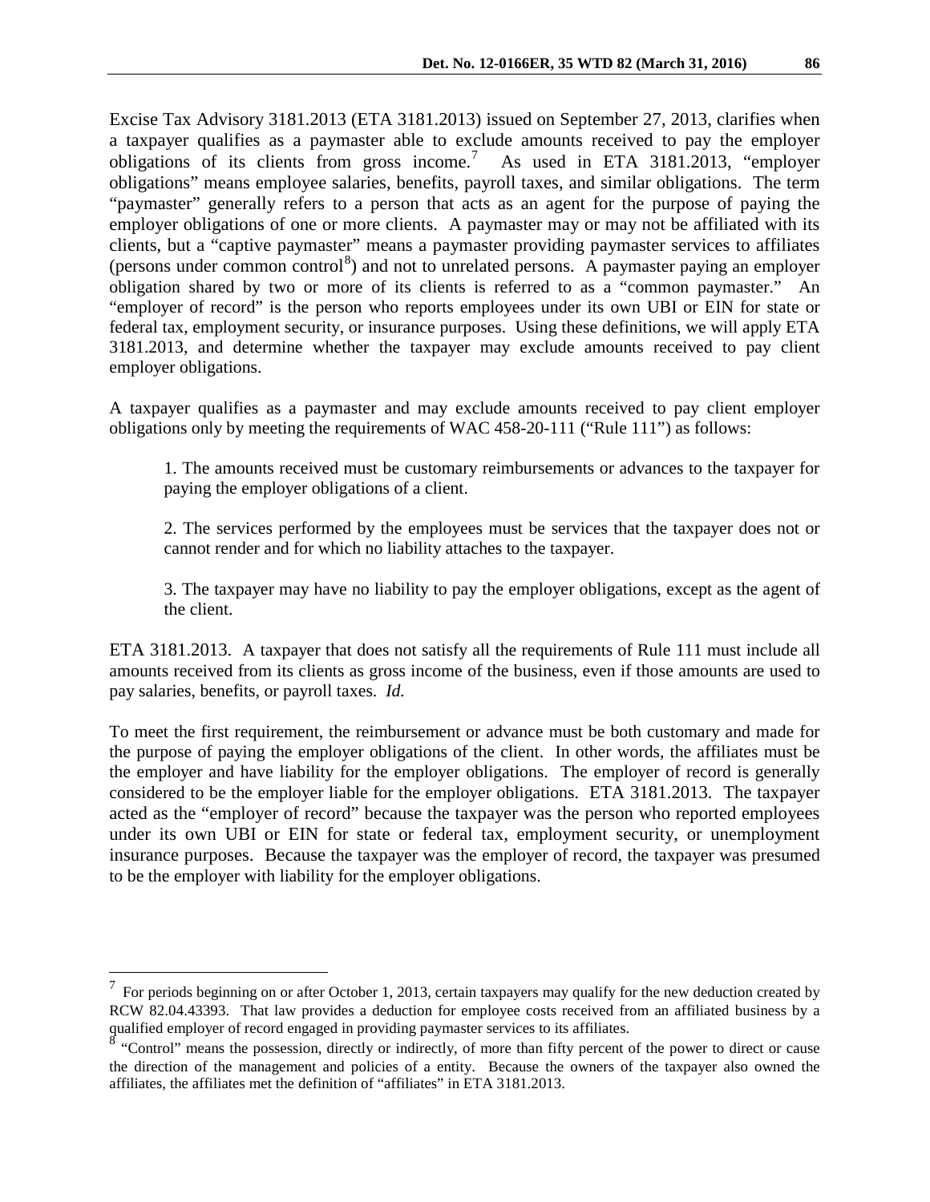Excise Tax Advisory 3181.2013 (ETA 3181.2013) issued on September 27, 2013, clarifies when a taxpayer qualifies as a paymaster able to exclude amounts received to pay the employer obligations of its clients from gross income.[7] As used in ETA 3181.2013, "employer obligations" means employee salaries, benefits, payroll taxes, and similar obligations. The term "paymaster" generally refers to a person that acts as an agent for the purpose of paying the employer obligations of one or more clients. A paymaster may or may not be affiliated with its clients, but a "captive paymaster" means a paymaster providing paymaster services to affiliates (persons under common control[8]) and not to unrelated persons. A paymaster paying an employer obligation shared by two or more of its clients is referred to as a "common paymaster." An "employer of record" is the person who reports employees under its own UBI or EIN for state or federal tax, employment security, or insurance purposes. Using these definitions, we will apply ETA 3181.2013, and determine whether the taxpayer may exclude amounts received to pay client employer obligations.

A taxpayer qualifies as a paymaster and may exclude amounts received to pay client employer obligations only by meeting the requirements of WAC 458-20-111 ("Rule 111") as follows:

> 1. The amounts received must be customary reimbursements or advances to the taxpayer for paying the employer obligations of a client.
>
> 2. The services performed by the employees must be services that the taxpayer does not or cannot render and for which no liability attaches to the taxpayer.
>
> 3. The taxpayer may have no liability to pay the employer obligations, except as the agent of the client.

ETA 3181.2013. A taxpayer that does not satisfy all the requirements of Rule 111 must include all amounts received from its clients as gross income of the business, even if those amounts are used to pay salaries, benefits, or payroll taxes. *Id.*

To meet the first requirement, the reimbursement or advance must be both customary and made for the purpose of paying the employer obligations of the client. In other words, the affiliates must be the employer and have liability for the employer obligations. The employer of record is generally considered to be the employer liable for the employer obligations. ETA 3181.2013. The taxpayer acted as the "employer of record" because the taxpayer was the person who reported employees under its own UBI or EIN for state or federal tax, employment security, or unemployment insurance purposes. Because the taxpayer was the employer of record, the taxpayer was presumed to be the employer with liability for the employer obligations.

---

[7] For periods beginning on or after October 1, 2013, certain taxpayers may qualify for the new deduction created by RCW 82.04.43393. That law provides a deduction for employee costs received from an affiliated business by a qualified employer of record engaged in providing paymaster services to its affiliates.

[8] "Control" means the possession, directly or indirectly, of more than fifty percent of the power to direct or cause the direction of the management and policies of a entity. Because the owners of the taxpayer also owned the affiliates, the affiliates met the definition of "affiliates" in ETA 3181.2013.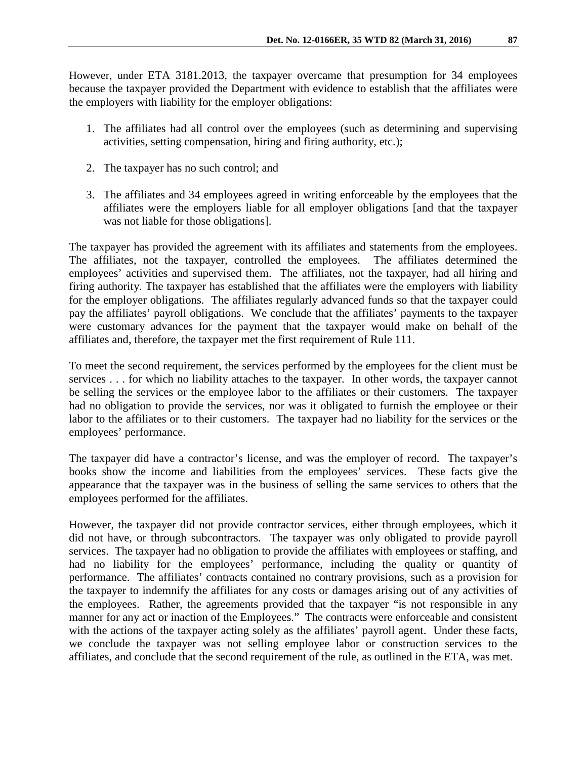However, under ETA 3181.2013, the taxpayer overcame that presumption for 34 employees because the taxpayer provided the Department with evidence to establish that the affiliates were the employers with liability for the employer obligations:

1. The affiliates had all control over the employees (such as determining and supervising activities, setting compensation, hiring and firing authority, etc.);

2. The taxpayer has no such control; and

3. The affiliates and 34 employees agreed in writing enforceable by the employees that the affiliates were the employers liable for all employer obligations [and that the taxpayer was not liable for those obligations].

The taxpayer has provided the agreement with its affiliates and statements from the employees. The affiliates, not the taxpayer, controlled the employees. The affiliates determined the employees' activities and supervised them. The affiliates, not the taxpayer, had all hiring and firing authority. The taxpayer has established that the affiliates were the employers with liability for the employer obligations. The affiliates regularly advanced funds so that the taxpayer could pay the affiliates' payroll obligations. We conclude that the affiliates' payments to the taxpayer were customary advances for the payment that the taxpayer would make on behalf of the affiliates and, therefore, the taxpayer met the first requirement of Rule 111.

To meet the second requirement, the services performed by the employees for the client must be services . . . for which no liability attaches to the taxpayer. In other words, the taxpayer cannot be selling the services or the employee labor to the affiliates or their customers. The taxpayer had no obligation to provide the services, nor was it obligated to furnish the employee or their labor to the affiliates or to their customers. The taxpayer had no liability for the services or the employees' performance.

The taxpayer did have a contractor's license, and was the employer of record. The taxpayer's books show the income and liabilities from the employees' services. These facts give the appearance that the taxpayer was in the business of selling the same services to others that the employees performed for the affiliates.

However, the taxpayer did not provide contractor services, either through employees, which it did not have, or through subcontractors. The taxpayer was only obligated to provide payroll services. The taxpayer had no obligation to provide the affiliates with employees or staffing, and had no liability for the employees' performance, including the quality or quantity of performance. The affiliates' contracts contained no contrary provisions, such as a provision for the taxpayer to indemnify the affiliates for any costs or damages arising out of any activities of the employees. Rather, the agreements provided that the taxpayer "is not responsible in any manner for any act or inaction of the Employees." The contracts were enforceable and consistent with the actions of the taxpayer acting solely as the affiliates' payroll agent. Under these facts, we conclude the taxpayer was not selling employee labor or construction services to the affiliates, and conclude that the second requirement of the rule, as outlined in the ETA, was met.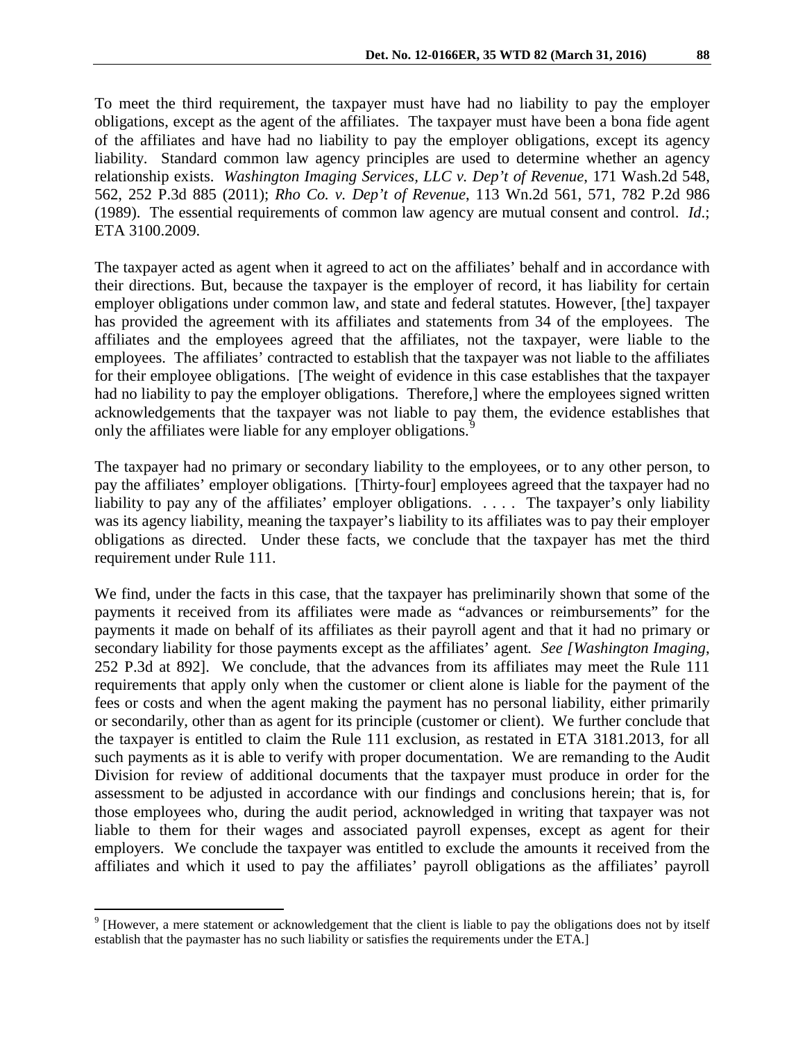To meet the third requirement, the taxpayer must have had no liability to pay the employer obligations, except as the agent of the affiliates. The taxpayer must have been a bona fide agent of the affiliates and have had no liability to pay the employer obligations, except its agency liability. Standard common law agency principles are used to determine whether an agency relationship exists. *Washington Imaging Services, LLC v. Dep't of Revenue*, 171 Wash.2d 548, 562, 252 P.3d 885 (2011); *Rho Co. v. Dep't of Revenue*, 113 Wn.2d 561, 571, 782 P.2d 986 (1989). The essential requirements of common law agency are mutual consent and control. *Id*.; ETA 3100.2009.

The taxpayer acted as agent when it agreed to act on the affiliates' behalf and in accordance with their directions. But, because the taxpayer is the employer of record, it has liability for certain employer obligations under common law, and state and federal statutes. However, [the] taxpayer has provided the agreement with its affiliates and statements from 34 of the employees. The affiliates and the employees agreed that the affiliates, not the taxpayer, were liable to the employees. The affiliates' contracted to establish that the taxpayer was not liable to the affiliates for their employee obligations. [The weight of evidence in this case establishes that the taxpayer had no liability to pay the employer obligations. Therefore,] where the employees signed written acknowledgements that the taxpayer was not liable to pay them, the evidence establishes that only the affiliates were liable for any employer obligations.[9]

The taxpayer had no primary or secondary liability to the employees, or to any other person, to pay the affiliates' employer obligations. [Thirty-four] employees agreed that the taxpayer had no liability to pay any of the affiliates' employer obligations. . . . . The taxpayer's only liability was its agency liability, meaning the taxpayer's liability to its affiliates was to pay their employer obligations as directed. Under these facts, we conclude that the taxpayer has met the third requirement under Rule 111.

We find, under the facts in this case, that the taxpayer has preliminarily shown that some of the payments it received from its affiliates were made as "advances or reimbursements" for the payments it made on behalf of its affiliates as their payroll agent and that it had no primary or secondary liability for those payments except as the affiliates' agent*. See [Washington Imaging*, 252 P.3d at 892]. We conclude, that the advances from its affiliates may meet the Rule 111 requirements that apply only when the customer or client alone is liable for the payment of the fees or costs and when the agent making the payment has no personal liability, either primarily or secondarily, other than as agent for its principle (customer or client). We further conclude that the taxpayer is entitled to claim the Rule 111 exclusion, as restated in ETA 3181.2013, for all such payments as it is able to verify with proper documentation. We are remanding to the Audit Division for review of additional documents that the taxpayer must produce in order for the assessment to be adjusted in accordance with our findings and conclusions herein; that is, for those employees who, during the audit period, acknowledged in writing that taxpayer was not liable to them for their wages and associated payroll expenses, except as agent for their employers. We conclude the taxpayer was entitled to exclude the amounts it received from the affiliates and which it used to pay the affiliates' payroll obligations as the affiliates' payroll

[9] [However, a mere statement or acknowledgement that the client is liable to pay the obligations does not by itself establish that the paymaster has no such liability or satisfies the requirements under the ETA.]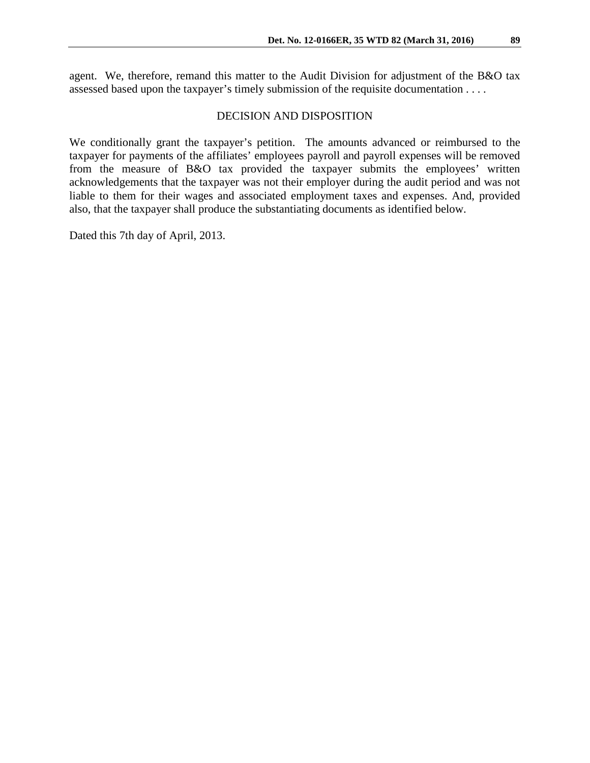agent. We, therefore, remand this matter to the Audit Division for adjustment of the B&O tax assessed based upon the taxpayer's timely submission of the requisite documentation . . . .

## DECISION AND DISPOSITION

We conditionally grant the taxpayer's petition. The amounts advanced or reimbursed to the taxpayer for payments of the affiliates' employees payroll and payroll expenses will be removed from the measure of B&O tax provided the taxpayer submits the employees' written acknowledgements that the taxpayer was not their employer during the audit period and was not liable to them for their wages and associated employment taxes and expenses. And, provided also, that the taxpayer shall produce the substantiating documents as identified below.

Dated this 7th day of April, 2013.